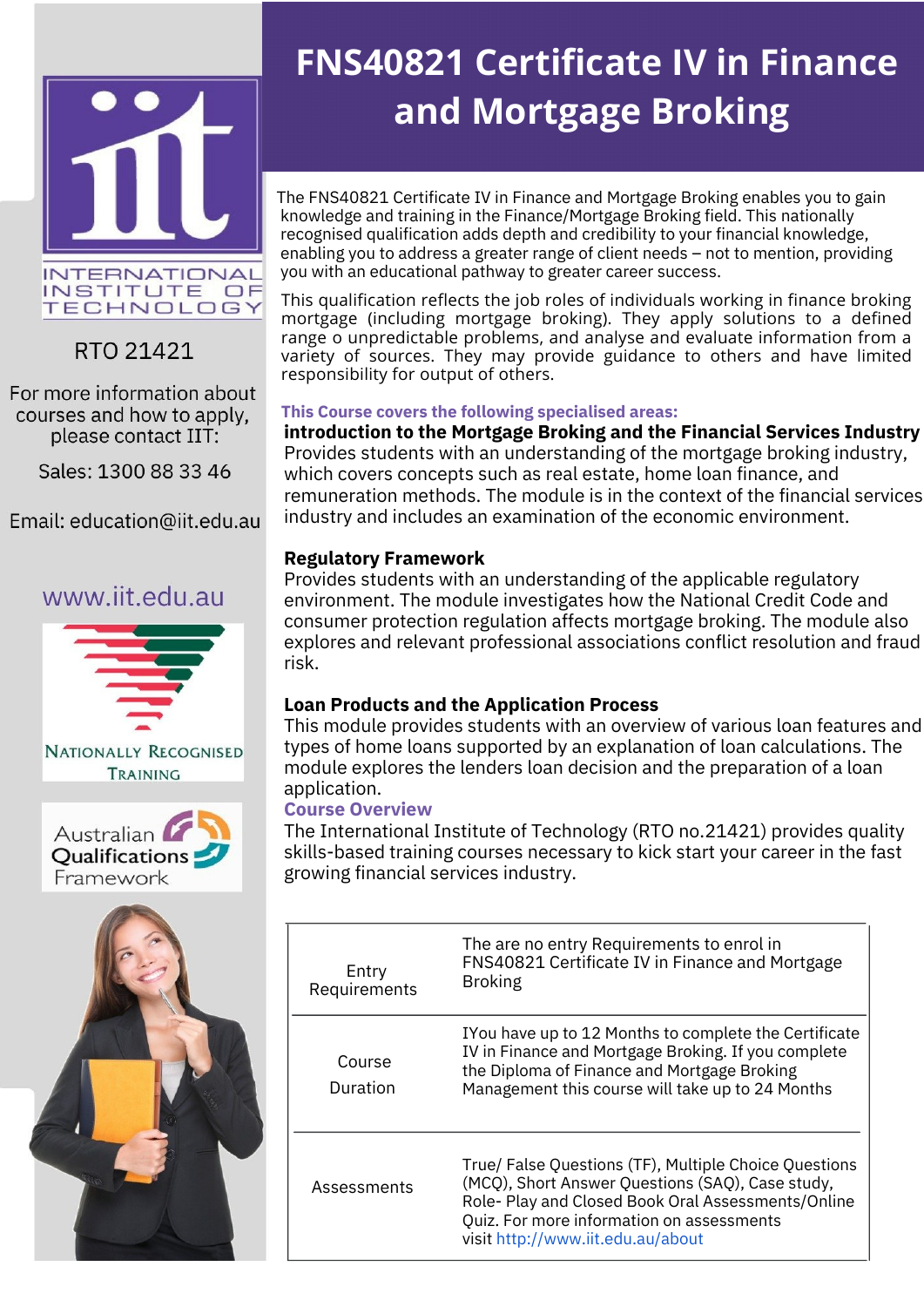# FNS40821 Certificate IV in Finance and Mortgage Broking

INTERNATIONAL INSTITUTE OF TECHNOLOGY

RTO 21421

For more information about courses and how to apply, please contact IIT:

Sales: 1300 88 33 46

Email: education@iit.edu.au

www.iit.edu.au

NATIONALLY RECOGNISED TRAINING

Australian Qualifications Framework

The FNS40821 Certificate IV in Finance and Mortgage Broking enables you to gain knowledge and training in the Finance/Mortgage Broking field. This nationally recognised qualification adds depth and credibility to your financial knowledge, enabling you to address a greater range of client needs – not to mention, providing you with an educational pathway to greater career success.

This qualification reflects the job roles of individuals working in finance broking mortgage (including mortgage broking). They apply solutions to a defined range o unpredictable problems, and analyse and evaluate information from a variety of sources. They may provide guidance to others and have limited responsibility for output of others.

### This Course covers the following specialised areas:

**introduction to the Mortgage Broking and the Financial Services Industry**
Provides students with an understanding of the mortgage broking industry, which covers concepts such as real estate, home loan finance, and remuneration methods. The module is in the context of the financial services industry and includes an examination of the economic environment.

**Regulatory Framework**
Provides students with an understanding of the applicable regulatory environment. The module investigates how the National Credit Code and consumer protection regulation affects mortgage broking. The module also explores and relevant professional associations conflict resolution and fraud risk.

**Loan Products and the Application Process**
This module provides students with an overview of various loan features and types of home loans supported by an explanation of loan calculations. The module explores the lenders loan decision and the preparation of a loan application.

### Course Overview

The International Institute of Technology (RTO no.21421) provides quality skills-based training courses necessary to kick start your career in the fast growing financial services industry.

| | |
|---|---|
| Entry Requirements | The are no entry Requirements to enrol in FNS40821 Certificate IV in Finance and Mortgage Broking |
| Course Duration | IYou have up to 12 Months to complete the Certificate IV in Finance and Mortgage Broking. If you complete the Diploma of Finance and Mortgage Broking Management this course will take up to 24 Months |
| Assessments | True/ False Questions (TF), Multiple Choice Questions (MCQ), Short Answer Questions (SAQ), Case study, Role- Play and Closed Book Oral Assessments/Online Quiz. For more information on assessments visit http://www.iit.edu.au/about |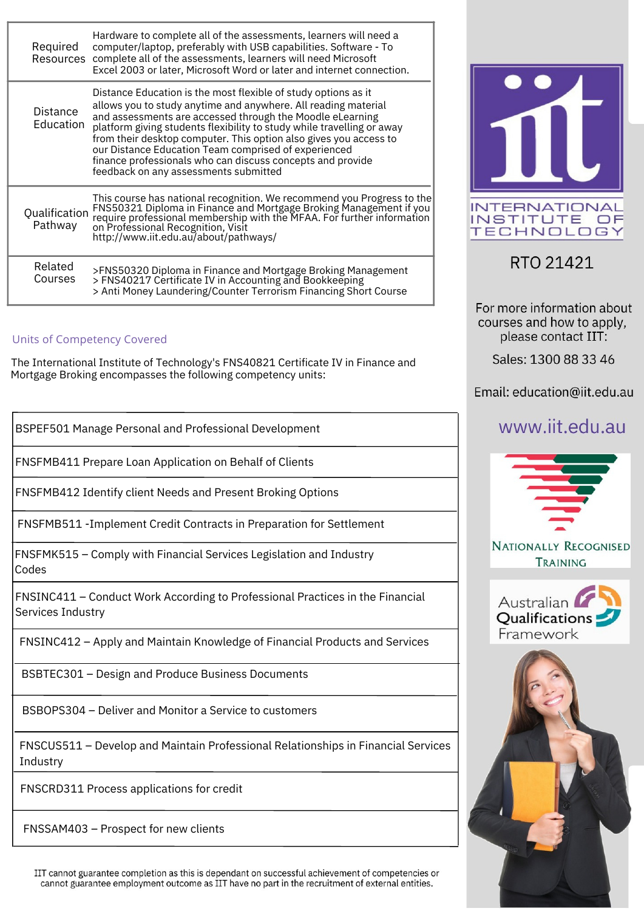| | |
|---|---|
| Required Resources | Hardware to complete all of the assessments, learners will need a computer/laptop, preferably with USB capabilities. Software - To complete all of the assessments, learners will need Microsoft Excel 2003 or later, Microsoft Word or later and internet connection. |
| Distance Education | Distance Education is the most flexible of study options as it allows you to study anytime and anywhere. All reading material and assessments are accessed through the Moodle eLearning platform giving students flexibility to study while travelling or away from their desktop computer. This option also gives you access to our Distance Education Team comprised of experienced finance professionals who can discuss concepts and provide feedback on any assessments submitted |
| Qualification Pathway | This course has national recognition. We recommend you Progress to the FNS50321 Diploma in Finance and Mortgage Broking Management if you require professional membership with the MFAA. For further information on Professional Recognition, Visit http://www.iit.edu.au/about/pathways/ |
| Related Courses | >FNS50320 Diploma in Finance and Mortgage Broking Management<br>> FNS40217 Certificate IV in Accounting and Bookkeeping<br>> Anti Money Laundering/Counter Terrorism Financing Short Course |

## Units of Competency Covered

The International Institute of Technology's FNS40821 Certificate IV in Finance and Mortgage Broking encompasses the following competency units:

| |
|---|
| BSPEF501 Manage Personal and Professional Development |
| FNSFMB411 Prepare Loan Application on Behalf of Clients |
| FNSFMB412 Identify client Needs and Present Broking Options |
| FNSFMB511 -Implement Credit Contracts in Preparation for Settlement |
| FNSFMK515 – Comply with Financial Services Legislation and Industry Codes |
| FNSINC411 – Conduct Work According to Professional Practices in the Financial Services Industry |
| FNSINC412 – Apply and Maintain Knowledge of Financial Products and Services |
| BSBTEC301 – Design and Produce Business Documents |
| BSBOPS304 – Deliver and Monitor a Service to customers |
| FNSCUS511 – Develop and Maintain Professional Relationships in Financial Services Industry |
| FNSCRD311 Process applications for credit |
| FNSSAM403 – Prospect for new clients |

IIT cannot guarantee completion as this is dependant on successful achievement of competencies or cannot guarantee employment outcome as IIT have no part in the recruitment of external entities.

INTERNATIONAL INSTITUTE OF TECHNOLOGY

RTO 21421

For more information about courses and how to apply, please contact IIT:

Sales: 1300 88 33 46

Email: education@iit.edu.au

www.iit.edu.au

Nationally Recognised Training

Australian Qualifications Framework